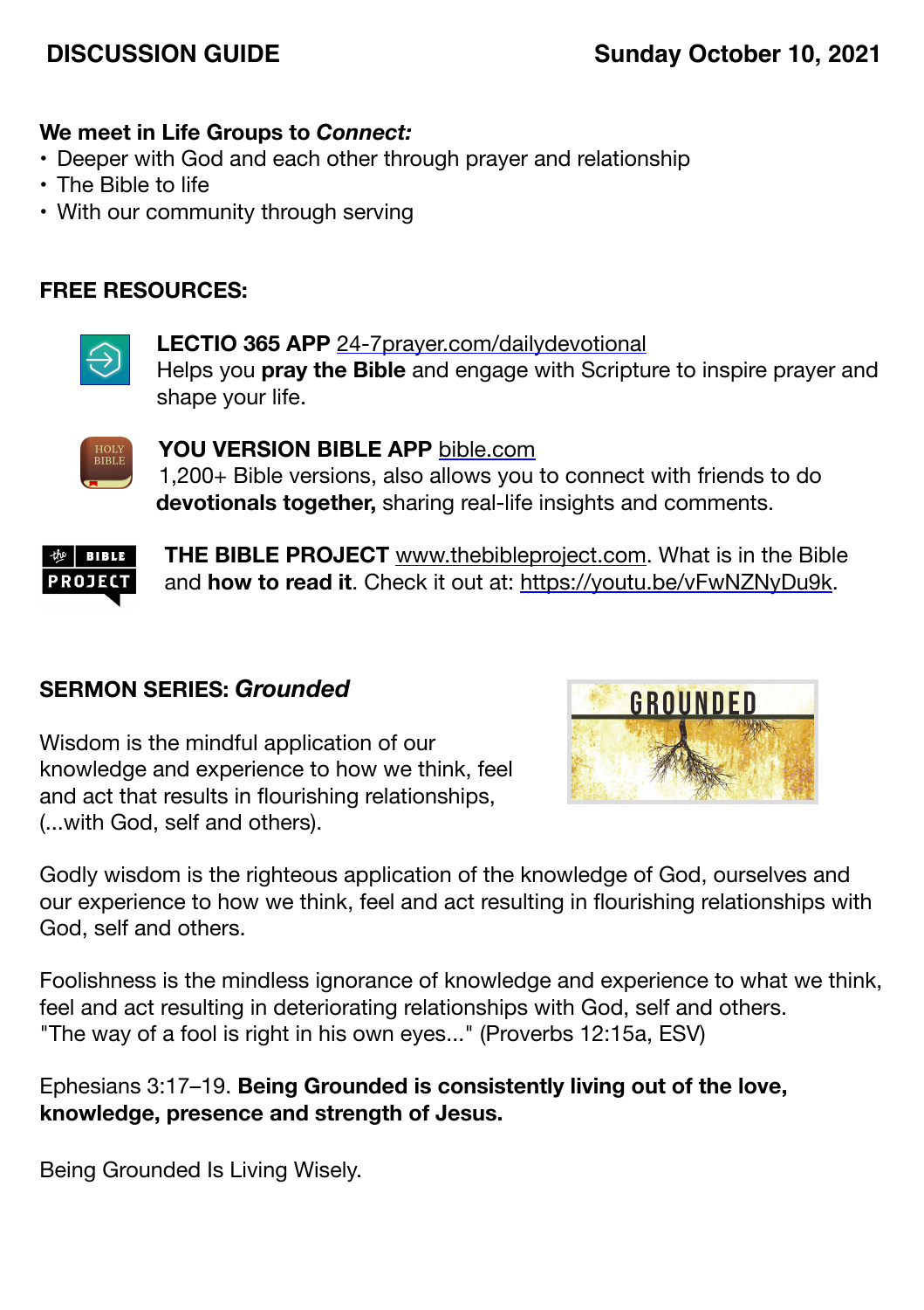**DISCUSSION GUIDE** **Sunday October 10, 2021**

**We meet in Life Groups to *Connect:***

- Deeper with God and each other through prayer and relationship
- The Bible to life
- With our community through serving

**FREE RESOURCES:**

**LECTIO 365 APP** 24-7prayer.com/dailydevotional
Helps you **pray the Bible** and engage with Scripture to inspire prayer and shape your life.

**YOU VERSION BIBLE APP** bible.com
1,200+ Bible versions, also allows you to connect with friends to do **devotionals together,** sharing real-life insights and comments.

**THE BIBLE PROJECT** www.thebibleproject.com. What is in the Bible and **how to read it**. Check it out at: https://youtu.be/vFwNZNyDu9k.

**SERMON SERIES:** ***Grounded***

Wisdom is the mindful application of our knowledge and experience to how we think, feel and act that results in flourishing relationships, (...with God, self and others).

Godly wisdom is the righteous application of the knowledge of God, ourselves and our experience to how we think, feel and act resulting in flourishing relationships with God, self and others.

Foolishness is the mindless ignorance of knowledge and experience to what we think, feel and act resulting in deteriorating relationships with God, self and others.
"The way of a fool is right in his own eyes..." (Proverbs 12:15a, ESV)

Ephesians 3:17–19. **Being Grounded is consistently living out of the love, knowledge, presence and strength of Jesus.**

Being Grounded Is Living Wisely.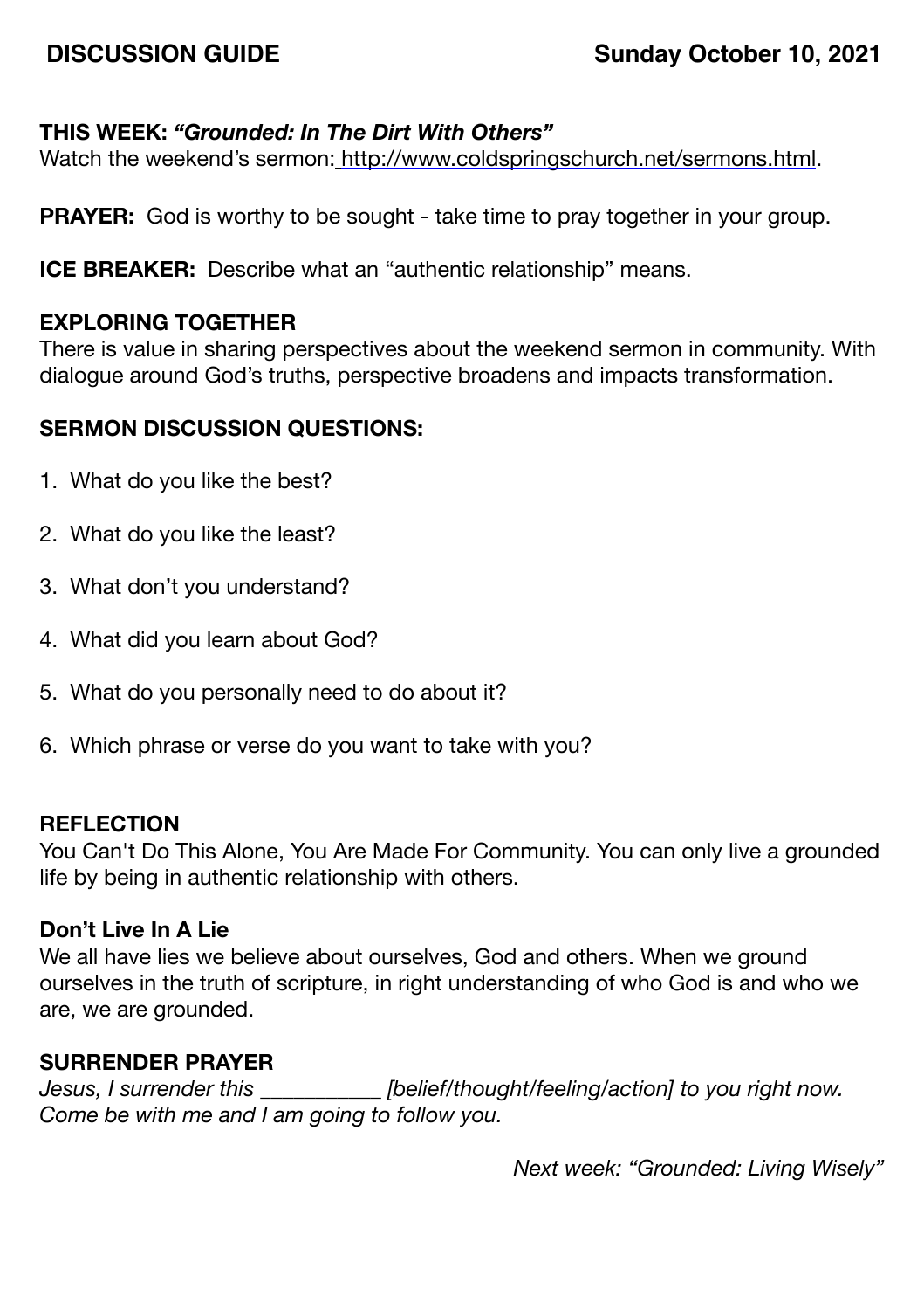**DISCUSSION GUIDE** **Sunday October 10, 2021**

**THIS WEEK:** ***"Grounded: In The Dirt With Others"***
Watch the weekend's sermon: http://www.coldspringschurch.net/sermons.html.

**PRAYER:** God is worthy to be sought - take time to pray together in your group.

**ICE BREAKER:** Describe what an "authentic relationship" means.

## EXPLORING TOGETHER

There is value in sharing perspectives about the weekend sermon in community. With dialogue around God's truths, perspective broadens and impacts transformation.

## SERMON DISCUSSION QUESTIONS:

1. What do you like the best?
2. What do you like the least?
3. What don't you understand?
4. What did you learn about God?
5. What do you personally need to do about it?
6. Which phrase or verse do you want to take with you?

## REFLECTION

You Can't Do This Alone, You Are Made For Community. You can only live a grounded life by being in authentic relationship with others.

### Don't Live In A Lie

We all have lies we believe about ourselves, God and others. When we ground ourselves in the truth of scripture, in right understanding of who God is and who we are, we are grounded.

## SURRENDER PRAYER

*Jesus, I surrender this __________ [belief/thought/feeling/action] to you right now. Come be with me and I am going to follow you.*

*Next week: "Grounded: Living Wisely"*